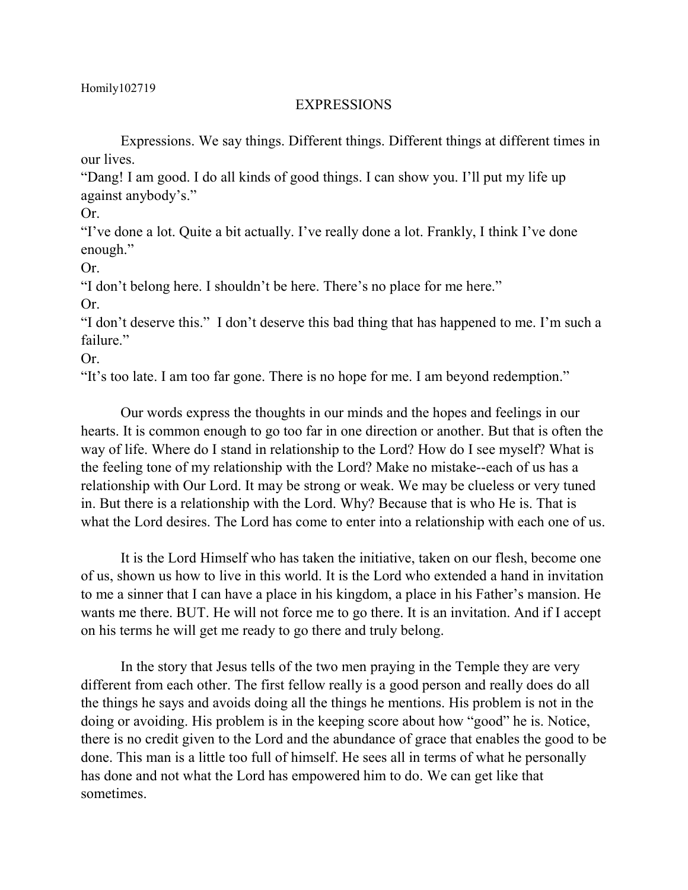Homily102719

# EXPRESSIONS

Expressions. We say things. Different things. Different things at different times in our lives.

"Dang! I am good. I do all kinds of good things. I can show you. I'll put my life up against anybody's."

Or.

"I've done a lot. Quite a bit actually. I've really done a lot. Frankly, I think I've done enough."

Or.

"I don't belong here. I shouldn't be here. There's no place for me here."

Or.

"I don't deserve this." I don't deserve this bad thing that has happened to me. I'm such a failure."

Or.

"It's too late. I am too far gone. There is no hope for me. I am beyond redemption."

Our words express the thoughts in our minds and the hopes and feelings in our hearts. It is common enough to go too far in one direction or another. But that is often the way of life. Where do I stand in relationship to the Lord? How do I see myself? What is the feeling tone of my relationship with the Lord? Make no mistake--each of us has a relationship with Our Lord. It may be strong or weak. We may be clueless or very tuned in. But there is a relationship with the Lord. Why? Because that is who He is. That is what the Lord desires. The Lord has come to enter into a relationship with each one of us.

It is the Lord Himself who has taken the initiative, taken on our flesh, become one of us, shown us how to live in this world. It is the Lord who extended a hand in invitation to me a sinner that I can have a place in his kingdom, a place in his Father's mansion. He wants me there. BUT. He will not force me to go there. It is an invitation. And if I accept on his terms he will get me ready to go there and truly belong.

In the story that Jesus tells of the two men praying in the Temple they are very different from each other. The first fellow really is a good person and really does do all the things he says and avoids doing all the things he mentions. His problem is not in the doing or avoiding. His problem is in the keeping score about how "good" he is. Notice, there is no credit given to the Lord and the abundance of grace that enables the good to be done. This man is a little too full of himself. He sees all in terms of what he personally has done and not what the Lord has empowered him to do. We can get like that sometimes.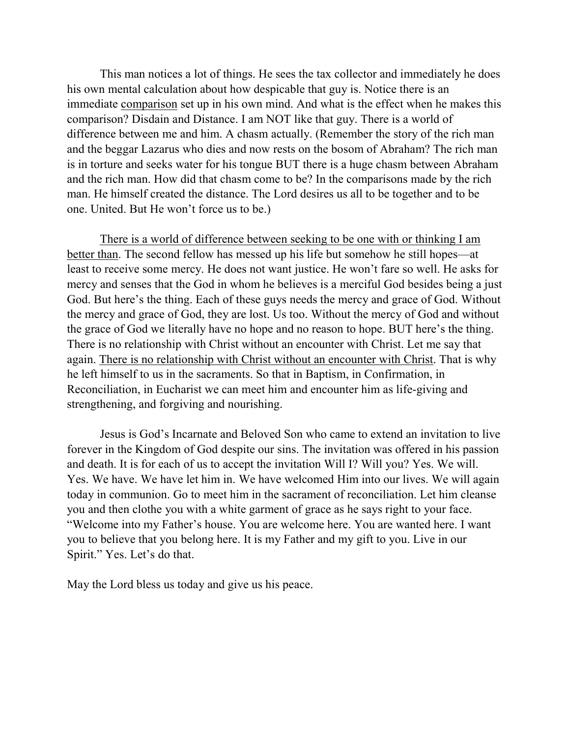This man notices a lot of things. He sees the tax collector and immediately he does his own mental calculation about how despicable that guy is. Notice there is an immediate <u>comparison</u> set up in his own mind. And what is the effect when he makes this comparison? Disdain and Distance. I am NOT like that guy. There is a world of difference between me and him. A chasm actually. (Remember the story of the rich man and the beggar Lazarus who dies and now rests on the bosom of Abraham? The rich man is in torture and seeks water for his tongue BUT there is a huge chasm between Abraham and the rich man. How did that chasm come to be? In the comparisons made by the rich man. He himself created the distance. The Lord desires us all to be together and to be one. United. But He won't force us to be.)

<u>There is a world of difference between seeking to be one with or thinking I am better than</u>. The second fellow has messed up his life but somehow he still hopes—at least to receive some mercy. He does not want justice. He won't fare so well. He asks for mercy and senses that the God in whom he believes is a merciful God besides being a just God. But here's the thing. Each of these guys needs the mercy and grace of God. Without the mercy and grace of God, they are lost. Us too. Without the mercy of God and without the grace of God we literally have no hope and no reason to hope. BUT here's the thing. There is no relationship with Christ without an encounter with Christ. Let me say that again. <u>There is no relationship with Christ without an encounter with Christ</u>. That is why he left himself to us in the sacraments. So that in Baptism, in Confirmation, in Reconciliation, in Eucharist we can meet him and encounter him as life-giving and strengthening, and forgiving and nourishing.

Jesus is God's Incarnate and Beloved Son who came to extend an invitation to live forever in the Kingdom of God despite our sins. The invitation was offered in his passion and death. It is for each of us to accept the invitation Will I? Will you? Yes. We will. Yes. We have. We have let him in. We have welcomed Him into our lives. We will again today in communion. Go to meet him in the sacrament of reconciliation. Let him cleanse you and then clothe you with a white garment of grace as he says right to your face. "Welcome into my Father's house. You are welcome here. You are wanted here. I want you to believe that you belong here. It is my Father and my gift to you. Live in our Spirit." Yes. Let's do that.

May the Lord bless us today and give us his peace.